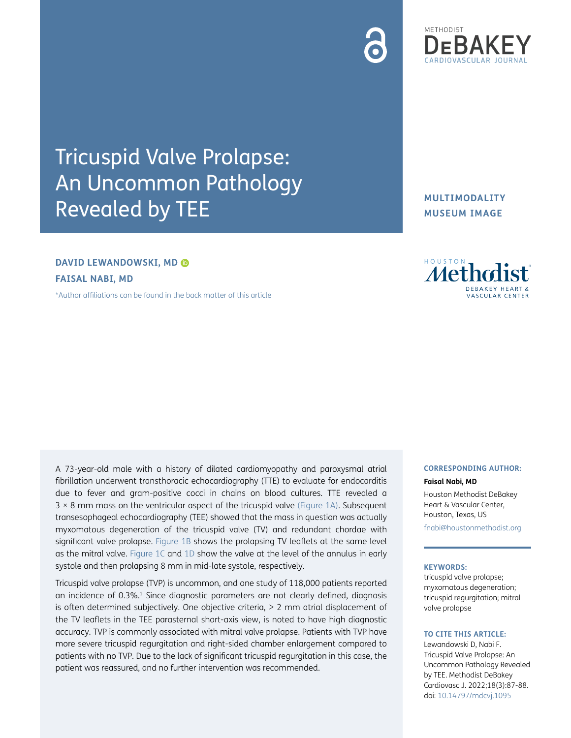METHODIST DEBAKEY CARDIOVASCULAR JOURNAL

# Tricuspid Valve Prolapse: An Uncommon Pathology Revealed by TEE

**MULTIMODALITY MUSEUM IMAGE**

**DAVID LEWANDOWSKI, MD**

**FAISAL NABI, MD**

*Author affiliations can be found in the back matter of this article

A 73-year-old male with a history of dilated cardiomyopathy and paroxysmal atrial fibrillation underwent transthoracic echocardiography (TTE) to evaluate for endocarditis due to fever and gram-positive cocci in chains on blood cultures. TTE revealed a 3 × 8 mm mass on the ventricular aspect of the tricuspid valve (Figure 1A). Subsequent transesophageal echocardiography (TEE) showed that the mass in question was actually myxomatous degeneration of the tricuspid valve (TV) and redundant chordae with significant valve prolapse. Figure 1B shows the prolapsing TV leaflets at the same level as the mitral valve. Figure 1C and 1D show the valve at the level of the annulus in early systole and then prolapsing 8 mm in mid-late systole, respectively.

Tricuspid valve prolapse (TVP) is uncommon, and one study of 118,000 patients reported an incidence of 0.3%.[1] Since diagnostic parameters are not clearly defined, diagnosis is often determined subjectively. One objective criteria, > 2 mm atrial displacement of the TV leaflets in the TEE parasternal short-axis view, is noted to have high diagnostic accuracy. TVP is commonly associated with mitral valve prolapse. Patients with TVP have more severe tricuspid regurgitation and right-sided chamber enlargement compared to patients with no TVP. Due to the lack of significant tricuspid regurgitation in this case, the patient was reassured, and no further intervention was recommended.

**CORRESPONDING AUTHOR:**

**Faisal Nabi, MD**

Houston Methodist DeBakey Heart & Vascular Center, Houston, Texas, US

fnabi@houstonmethodist.org

**KEYWORDS:**

tricuspid valve prolapse; myxomatous degeneration; tricuspid regurgitation; mitral valve prolapse

**TO CITE THIS ARTICLE:**

Lewandowski D, Nabi F. Tricuspid Valve Prolapse: An Uncommon Pathology Revealed by TEE. Methodist DeBakey Cardiovasc J. 2022;18(3):87-88. doi: 10.14797/mdcvj.1095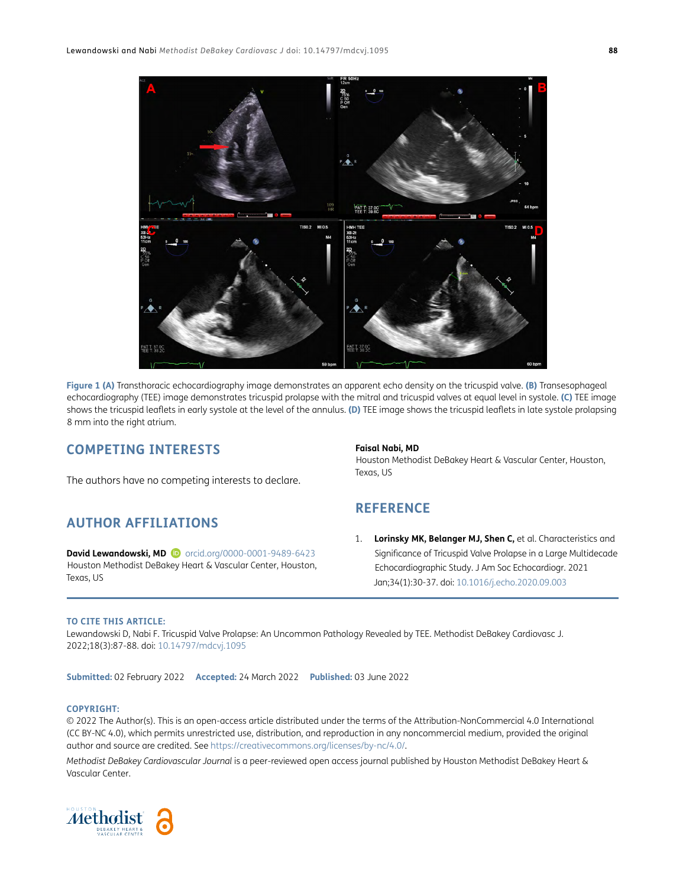**Figure 1 (A)** Transthoracic echocardiography image demonstrates an apparent echo density on the tricuspid valve. **(B)** Transesophageal echocardiography (TEE) image demonstrates tricuspid prolapse with the mitral and tricuspid valves at equal level in systole. **(C)** TEE image shows the tricuspid leaflets in early systole at the level of the annulus. **(D)** TEE image shows the tricuspid leaflets in late systole prolapsing 8 mm into the right atrium.

## COMPETING INTERESTS

The authors have no competing interests to declare.

## AUTHOR AFFILIATIONS

**David Lewandowski, MD** orcid.org/0000-0001-9489-6423
Houston Methodist DeBakey Heart & Vascular Center, Houston, Texas, US

**Faisal Nabi, MD**
Houston Methodist DeBakey Heart & Vascular Center, Houston, Texas, US

## REFERENCE

1. **Lorinsky MK, Belanger MJ, Shen C,** et al. Characteristics and Significance of Tricuspid Valve Prolapse in a Large Multidecade Echocardiographic Study. J Am Soc Echocardiogr. 2021 Jan;34(1):30-37. doi: 10.1016/j.echo.2020.09.003

**TO CITE THIS ARTICLE:**

Lewandowski D, Nabi F. Tricuspid Valve Prolapse: An Uncommon Pathology Revealed by TEE. Methodist DeBakey Cardiovasc J. 2022;18(3):87-88. doi: 10.14797/mdcvj.1095

**Submitted:** 02 February 2022 **Accepted:** 24 March 2022 **Published:** 03 June 2022

**COPYRIGHT:**

© 2022 The Author(s). This is an open-access article distributed under the terms of the Attribution-NonCommercial 4.0 International (CC BY-NC 4.0), which permits unrestricted use, distribution, and reproduction in any noncommercial medium, provided the original author and source are credited. See https://creativecommons.org/licenses/by-nc/4.0/.

*Methodist DeBakey Cardiovascular Journal* is a peer-reviewed open access journal published by Houston Methodist DeBakey Heart & Vascular Center.